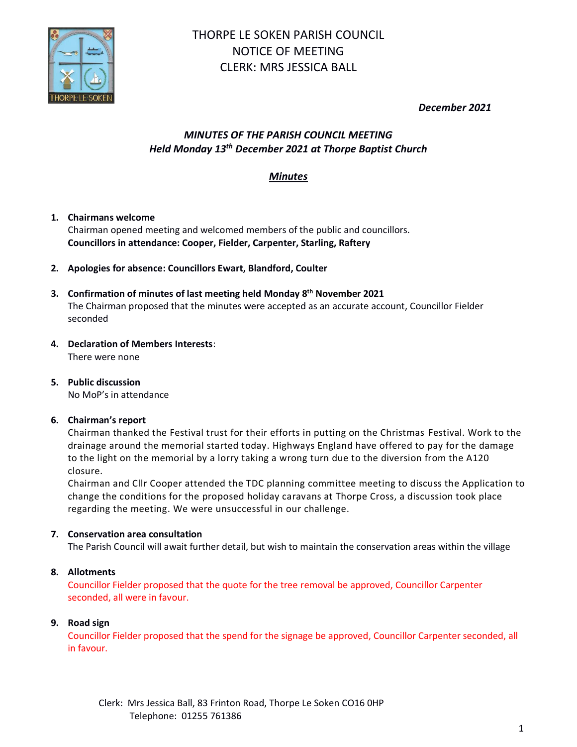# THORPE LE SOKEN PARISH COUNCIL
## NOTICE OF MEETING
## CLERK: MRS JESSICA BALL

*December 2021*

***MINUTES OF THE PARISH COUNCIL MEETING***
***Held Monday 13th December 2021 at Thorpe Baptist Church***

***Minutes***

1. **Chairmans welcome**
   Chairman opened meeting and welcomed members of the public and councillors.
   **Councillors in attendance: Cooper, Fielder, Carpenter, Starling, Raftery**

2. **Apologies for absence: Councillors Ewart, Blandford, Coulter**

3. **Confirmation of minutes of last meeting held Monday 8th November 2021**
   The Chairman proposed that the minutes were accepted as an accurate account, Councillor Fielder seconded

4. **Declaration of Members Interests**:
   There were none

5. **Public discussion**
   No MoP's in attendance

6. **Chairman's report**
   Chairman thanked the Festival trust for their efforts in putting on the Christmas Festival. Work to the drainage around the memorial started today. Highways England have offered to pay for the damage to the light on the memorial by a lorry taking a wrong turn due to the diversion from the A120 closure.
   Chairman and Cllr Cooper attended the TDC planning committee meeting to discuss the Application to change the conditions for the proposed holiday caravans at Thorpe Cross, a discussion took place regarding the meeting. We were unsuccessful in our challenge.

7. **Conservation area consultation**
   The Parish Council will await further detail, but wish to maintain the conservation areas within the village

8. **Allotments**
   Councillor Fielder proposed that the quote for the tree removal be approved, Councillor Carpenter seconded, all were in favour.

9. **Road sign**
   Councillor Fielder proposed that the spend for the signage be approved, Councillor Carpenter seconded, all in favour.

Clerk: Mrs Jessica Ball, 83 Frinton Road, Thorpe Le Soken CO16 0HP
Telephone: 01255 761386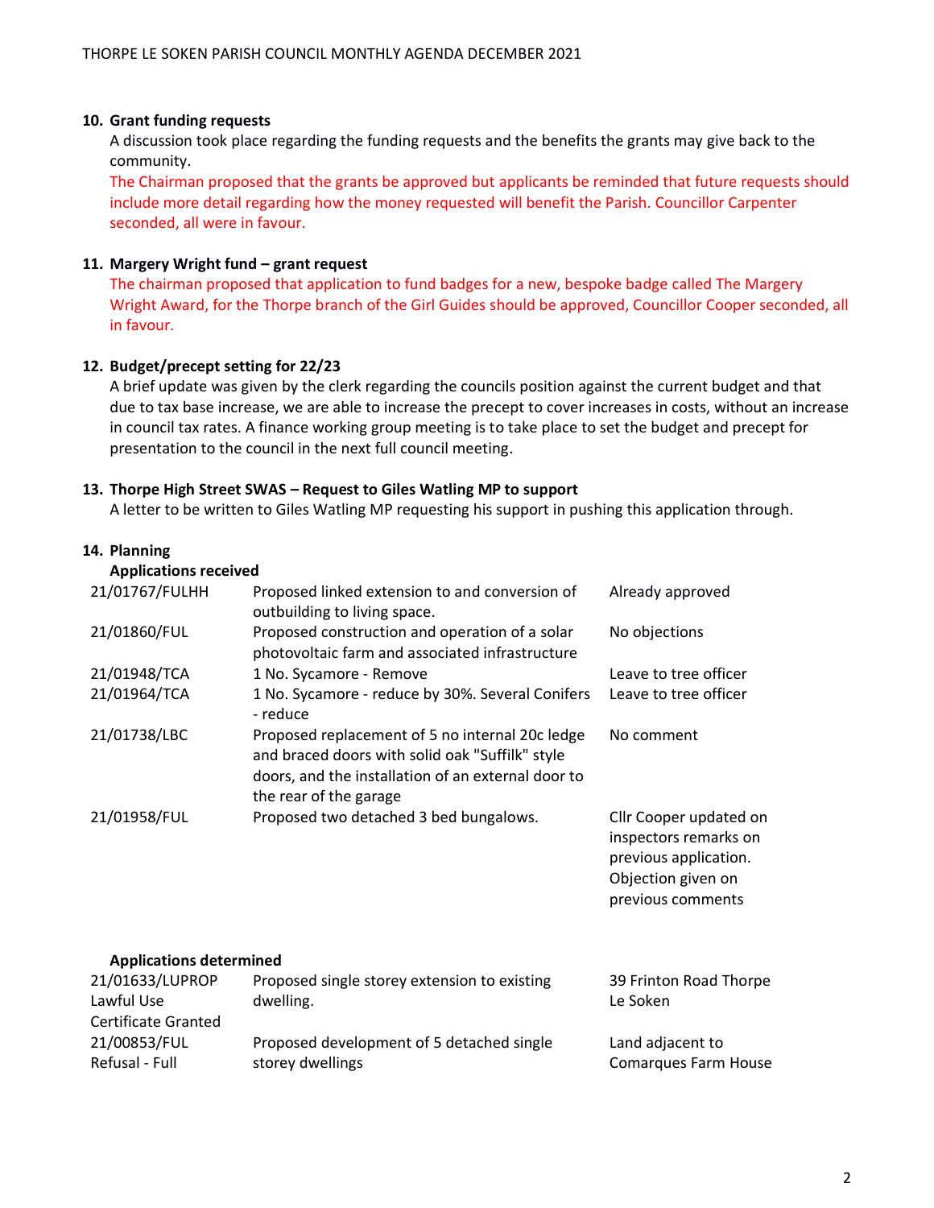**10. Grant funding requests**

A discussion took place regarding the funding requests and the benefits the grants may give back to the community.

The Chairman proposed that the grants be approved but applicants be reminded that future requests should include more detail regarding how the money requested will benefit the Parish. Councillor Carpenter seconded, all were in favour.

**11. Margery Wright fund – grant request**

The chairman proposed that application to fund badges for a new, bespoke badge called The Margery Wright Award, for the Thorpe branch of the Girl Guides should be approved, Councillor Cooper seconded, all in favour.

**12. Budget/precept setting for 22/23**

A brief update was given by the clerk regarding the councils position against the current budget and that due to tax base increase, we are able to increase the precept to cover increases in costs, without an increase in council tax rates. A finance working group meeting is to take place to set the budget and precept for presentation to the council in the next full council meeting.

**13. Thorpe High Street SWAS – Request to Giles Watling MP to support**

A letter to be written to Giles Watling MP requesting his support in pushing this application through.

**14. Planning**

**Applications received**

| | | |
|---|---|---|
| 21/01767/FULHH | Proposed linked extension to and conversion of outbuilding to living space. | Already approved |
| 21/01860/FUL | Proposed construction and operation of a solar photovoltaic farm and associated infrastructure | No objections |
| 21/01948/TCA | 1 No. Sycamore - Remove | Leave to tree officer |
| 21/01964/TCA | 1 No. Sycamore - reduce by 30%. Several Conifers - reduce | Leave to tree officer |
| 21/01738/LBC | Proposed replacement of 5 no internal 20c ledge and braced doors with solid oak "Suffilk" style doors, and the installation of an external door to the rear of the garage | No comment |
| 21/01958/FUL | Proposed two detached 3 bed bungalows. | Cllr Cooper updated on inspectors remarks on previous application. Objection given on previous comments |

**Applications determined**

| | | |
|---|---|---|
| 21/01633/LUPROP Lawful Use Certificate Granted | Proposed single storey extension to existing dwelling. | 39 Frinton Road Thorpe Le Soken |
| 21/00853/FUL Refusal - Full | Proposed development of 5 detached single storey dwellings | Land adjacent to Comarques Farm House |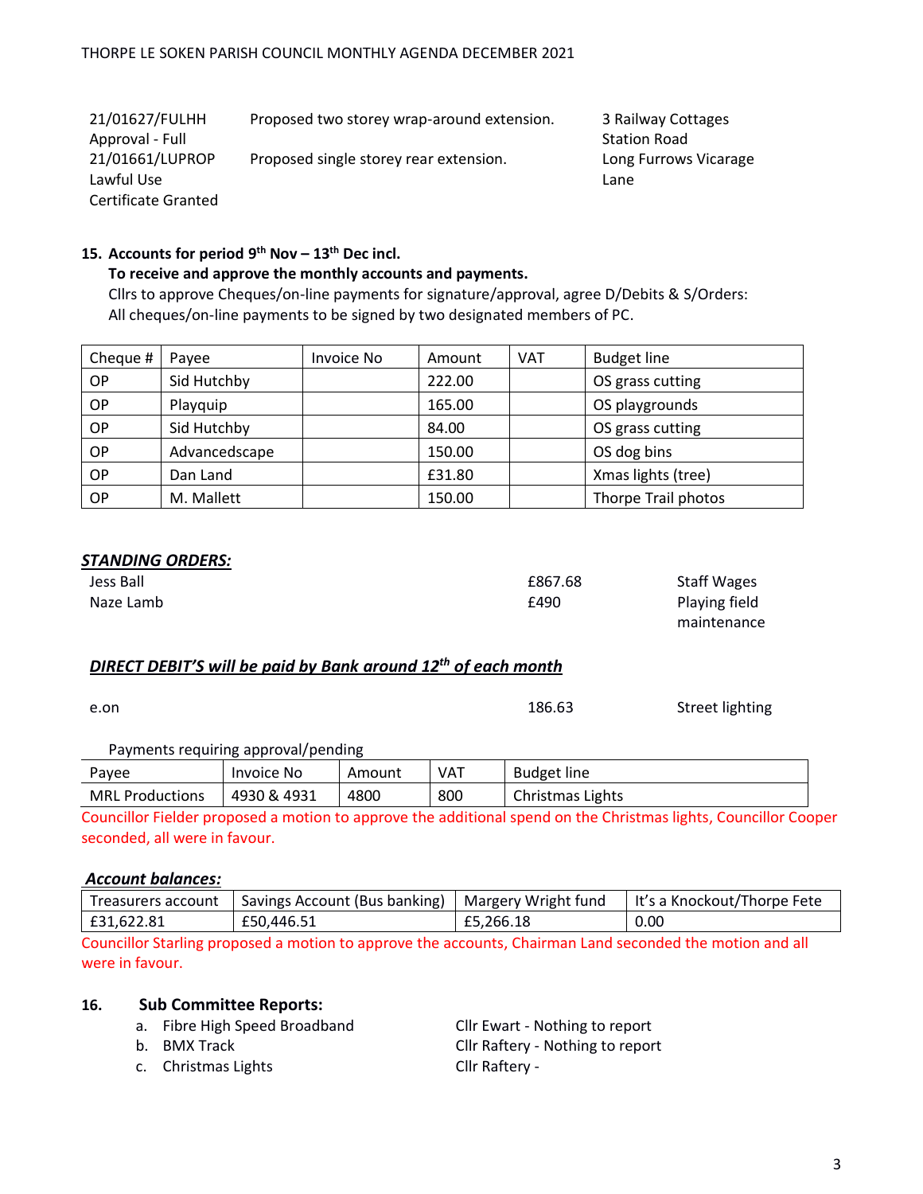| 21/01627/FULHH Approval - Full | Proposed two storey wrap-around extension. | 3 Railway Cottages Station Road |
|---|---|---|
| 21/01661/LUPROP Lawful Use Certificate Granted | Proposed single storey rear extension. | Long Furrows Vicarage Lane |

**15. Accounts for period 9th Nov – 13th Dec incl.**

**To receive and approve the monthly accounts and payments.**

Cllrs to approve Cheques/on-line payments for signature/approval, agree D/Debits & S/Orders:
All cheques/on-line payments to be signed by two designated members of PC.

| Cheque # | Payee | Invoice No | Amount | VAT | Budget line |
|---|---|---|---|---|---|
| OP | Sid Hutchby | | 222.00 | | OS grass cutting |
| OP | Playquip | | 165.00 | | OS playgrounds |
| OP | Sid Hutchby | | 84.00 | | OS grass cutting |
| OP | Advancedscape | | 150.00 | | OS dog bins |
| OP | Dan Land | | £31.80 | | Xmas lights (tree) |
| OP | M. Mallett | | 150.00 | | Thorpe Trail photos |

***STANDING ORDERS:***

| | | |
|---|---|---|
| Jess Ball | £867.68 | Staff Wages |
| Naze Lamb | £490 | Playing field maintenance |

***DIRECT DEBIT'S will be paid by Bank around 12th of each month***

| | | |
|---|---|---|
| e.on | 186.63 | Street lighting |

Payments requiring approval/pending

| Payee | Invoice No | Amount | VAT | Budget line |
|---|---|---|---|---|
| MRL Productions | 4930 & 4931 | 4800 | 800 | Christmas Lights |

Councillor Fielder proposed a motion to approve the additional spend on the Christmas lights, Councillor Cooper seconded, all were in favour.

***Account balances:***

| Treasurers account | Savings Account (Bus banking) | Margery Wright fund | It's a Knockout/Thorpe Fete |
|---|---|---|---|
| £31,622.81 | £50,446.51 | £5,266.18 | 0.00 |

Councillor Starling proposed a motion to approve the accounts, Chairman Land seconded the motion and all were in favour.

**16. Sub Committee Reports:**

a. Fibre High Speed Broadband — Cllr Ewart - Nothing to report
b. BMX Track — Cllr Raftery - Nothing to report
c. Christmas Lights — Cllr Raftery -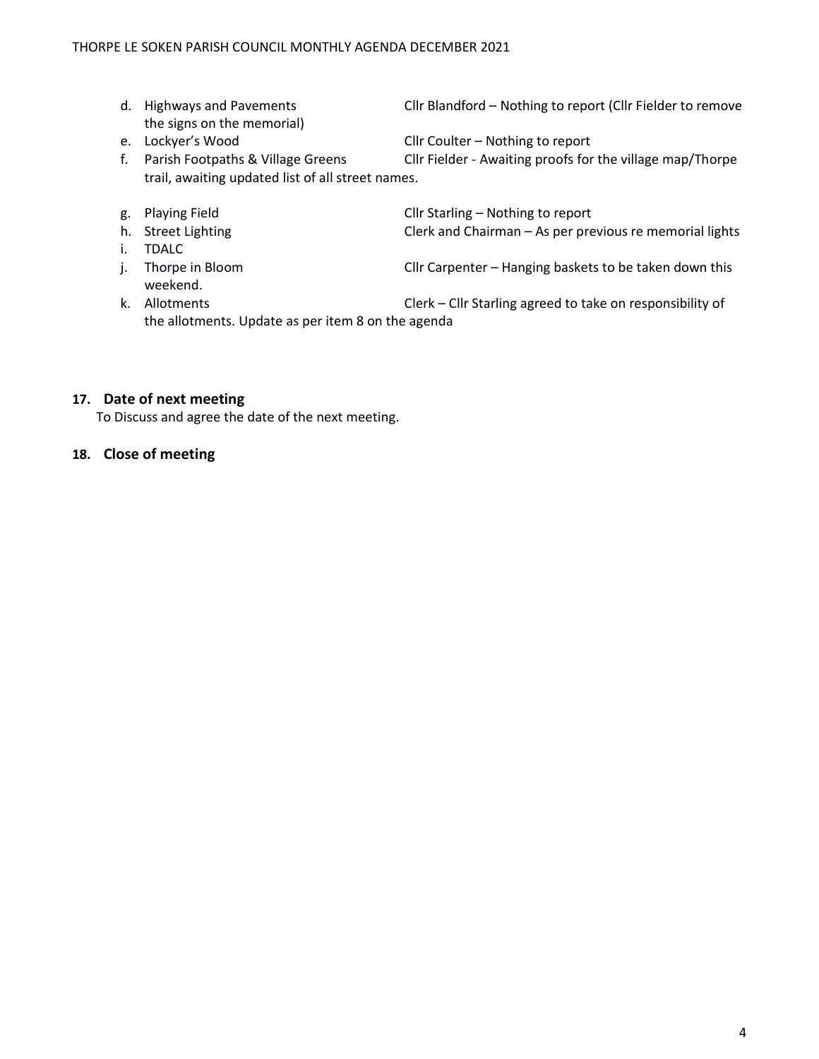d. Highways and Pavements — Cllr Blandford – Nothing to report (Cllr Fielder to remove the signs on the memorial)
e. Lockyer's Wood — Cllr Coulter – Nothing to report
f. Parish Footpaths & Village Greens — Cllr Fielder - Awaiting proofs for the village map/Thorpe trail, awaiting updated list of all street names.
g. Playing Field — Cllr Starling – Nothing to report
h. Street Lighting — Clerk and Chairman – As per previous re memorial lights
i. TDALC
j. Thorpe in Bloom — Cllr Carpenter – Hanging baskets to be taken down this weekend.
k. Allotments — Clerk – Cllr Starling agreed to take on responsibility of the allotments. Update as per item 8 on the agenda

## 17. Date of next meeting

To Discuss and agree the date of the next meeting.

## 18. Close of meeting